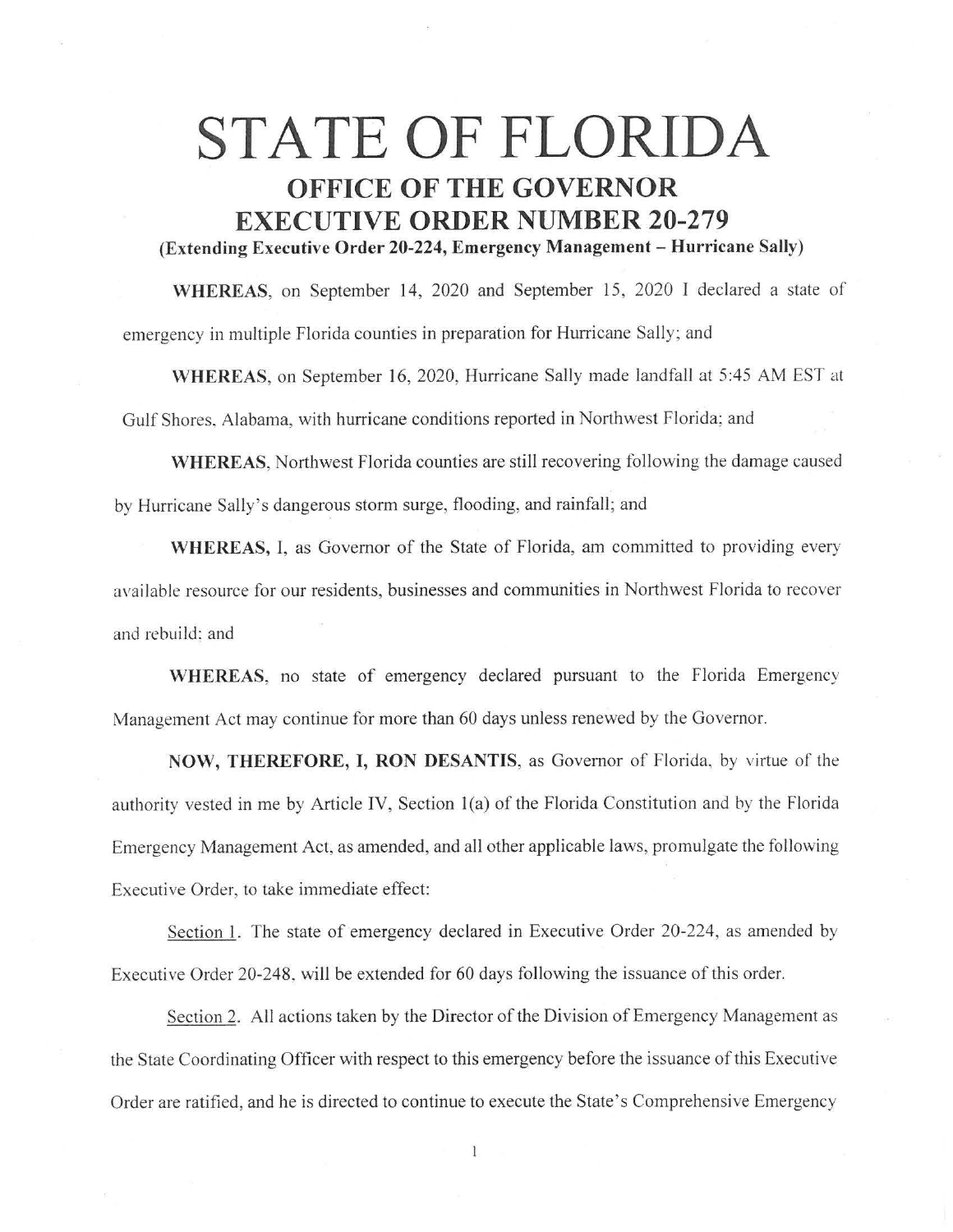# STATE OF FLORIDA

## OFFICE OF THE GOVERNOR
## EXECUTIVE ORDER NUMBER 20-279

**(Extending Executive Order 20-224, Emergency Management – Hurricane Sally)**

**WHEREAS**, on September 14, 2020 and September 15, 2020 I declared a state of emergency in multiple Florida counties in preparation for Hurricane Sally; and

**WHEREAS**, on September 16, 2020, Hurricane Sally made landfall at 5:45 AM EST at Gulf Shores, Alabama, with hurricane conditions reported in Northwest Florida; and

**WHEREAS**, Northwest Florida counties are still recovering following the damage caused by Hurricane Sally's dangerous storm surge, flooding, and rainfall; and

**WHEREAS,** I, as Governor of the State of Florida, am committed to providing every available resource for our residents, businesses and communities in Northwest Florida to recover and rebuild; and

**WHEREAS**, no state of emergency declared pursuant to the Florida Emergency Management Act may continue for more than 60 days unless renewed by the Governor.

**NOW, THEREFORE, I, RON DESANTIS**, as Governor of Florida, by virtue of the authority vested in me by Article IV, Section 1(a) of the Florida Constitution and by the Florida Emergency Management Act, as amended, and all other applicable laws, promulgate the following Executive Order, to take immediate effect:

Section 1. The state of emergency declared in Executive Order 20-224, as amended by Executive Order 20-248, will be extended for 60 days following the issuance of this order.

Section 2. All actions taken by the Director of the Division of Emergency Management as the State Coordinating Officer with respect to this emergency before the issuance of this Executive Order are ratified, and he is directed to continue to execute the State's Comprehensive Emergency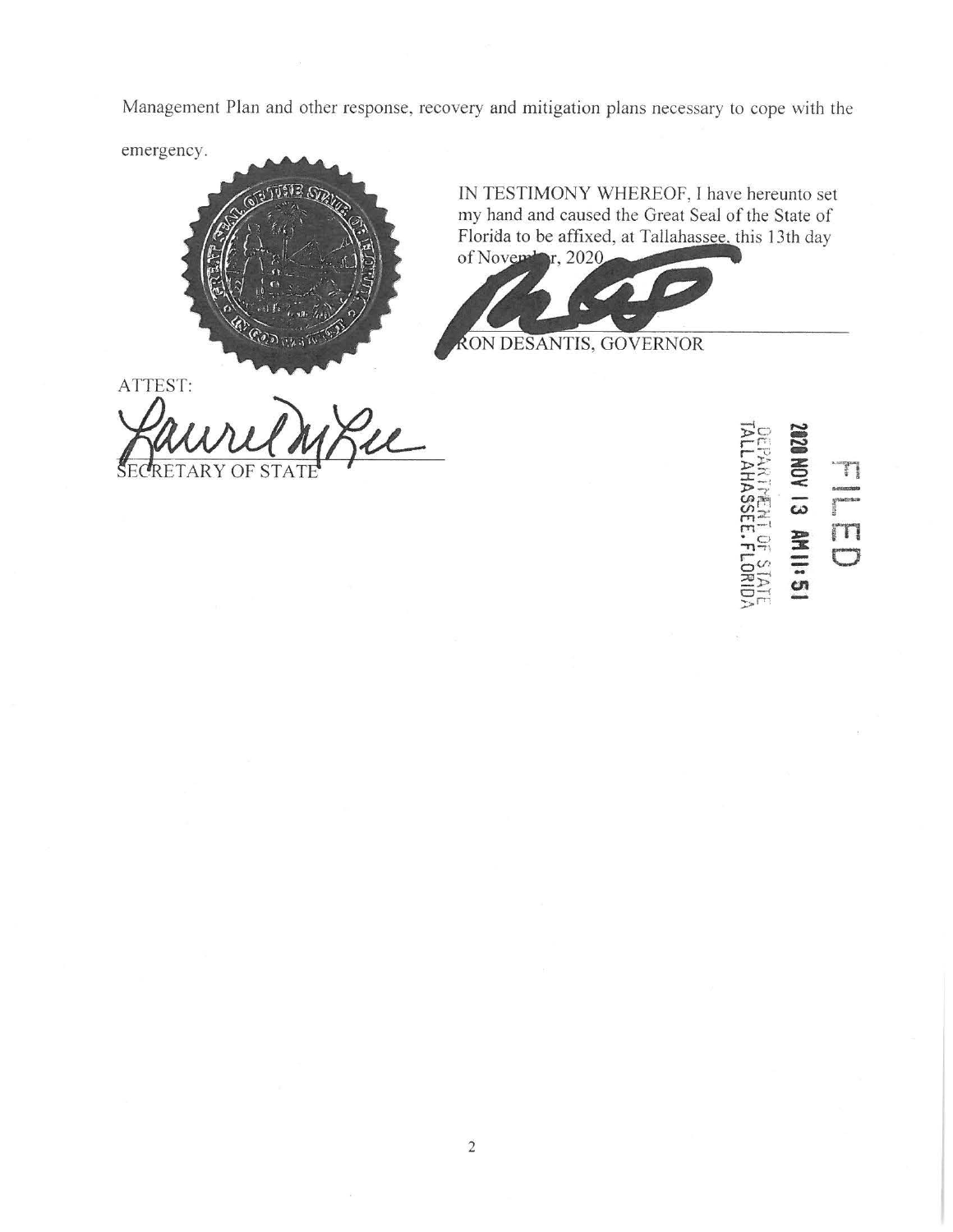Management Plan and other response, recovery and mitigation plans necessary to cope with the emergency.

IN TESTIMONY WHEREOF, I have hereunto set my hand and caused the Great Seal of the State of Florida to be affixed, at Tallahassee, this 13th day of November, 2020.

RON DESANTIS, GOVERNOR

ATTEST:

SECRETARY OF STATE

FILED

2020 NOV 13 AM 11:51

DEPARTMENT OF STATE
TALLAHASSEE, FLORIDA